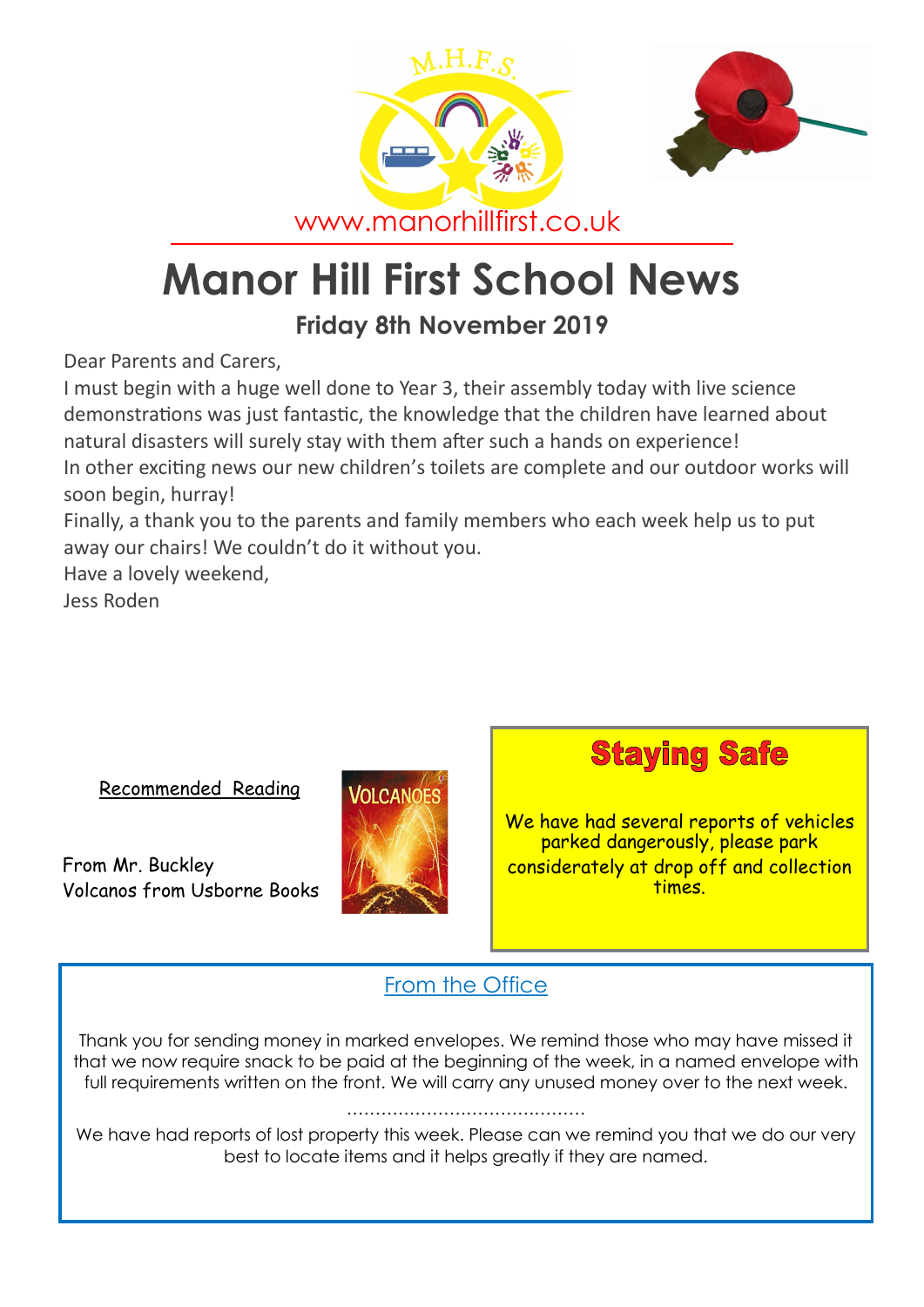www.manorhillfirst.co.uk

# Manor Hill First School News

## Friday 8th November 2019

Dear Parents and Carers,

I must begin with a huge well done to Year 3, their assembly today with live science demonstrations was just fantastic, the knowledge that the children have learned about natural disasters will surely stay with them after such a hands on experience!

In other exciting news our new children's toilets are complete and our outdoor works will soon begin, hurray!

Finally, a thank you to the parents and family members who each week help us to put away our chairs! We couldn't do it without you.

Have a lovely weekend,

Jess Roden

Recommended Reading

From Mr. Buckley
Volcanos from Usborne Books

## Staying Safe

We have had several reports of vehicles parked dangerously, please park considerately at drop off and collection times.

## From the Office

Thank you for sending money in marked envelopes. We remind those who may have missed it that we now require snack to be paid at the beginning of the week, in a named envelope with full requirements written on the front. We will carry any unused money over to the next week.

……………………………………

We have had reports of lost property this week. Please can we remind you that we do our very best to locate items and it helps greatly if they are named.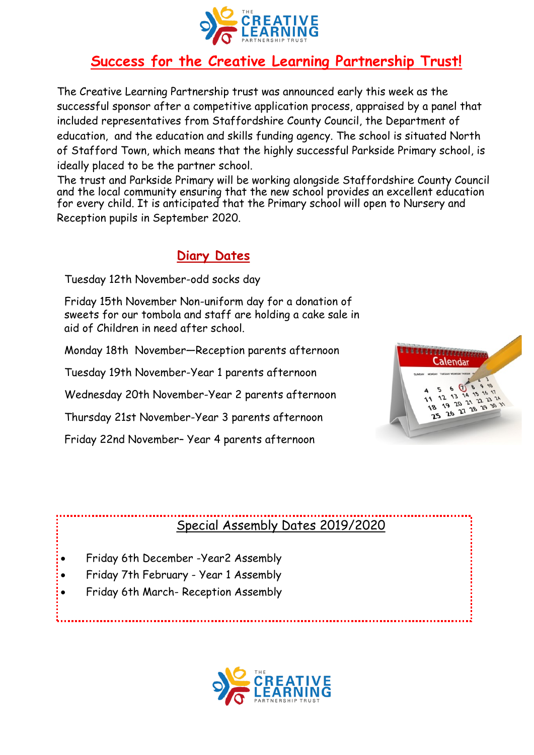## Success for the Creative Learning Partnership Trust!

The Creative Learning Partnership trust was announced early this week as the successful sponsor after a competitive application process, appraised by a panel that included representatives from Staffordshire County Council, the Department of education, and the education and skills funding agency. The school is situated North of Stafford Town, which means that the highly successful Parkside Primary school, is ideally placed to be the partner school.

The trust and Parkside Primary will be working alongside Staffordshire County Council and the local community ensuring that the new school provides an excellent education for every child. It is anticipated that the Primary school will open to Nursery and Reception pupils in September 2020.

## Diary Dates

Tuesday 12th November-odd socks day

Friday 15th November Non-uniform day for a donation of sweets for our tombola and staff are holding a cake sale in aid of Children in need after school.

Monday 18th November—Reception parents afternoon

Tuesday 19th November-Year 1 parents afternoon

Wednesday 20th November-Year 2 parents afternoon

Thursday 21st November-Year 3 parents afternoon

Friday 22nd November– Year 4 parents afternoon

### Special Assembly Dates 2019/2020

- Friday 6th December -Year2 Assembly
- Friday 7th February - Year 1 Assembly
- Friday 6th March- Reception Assembly